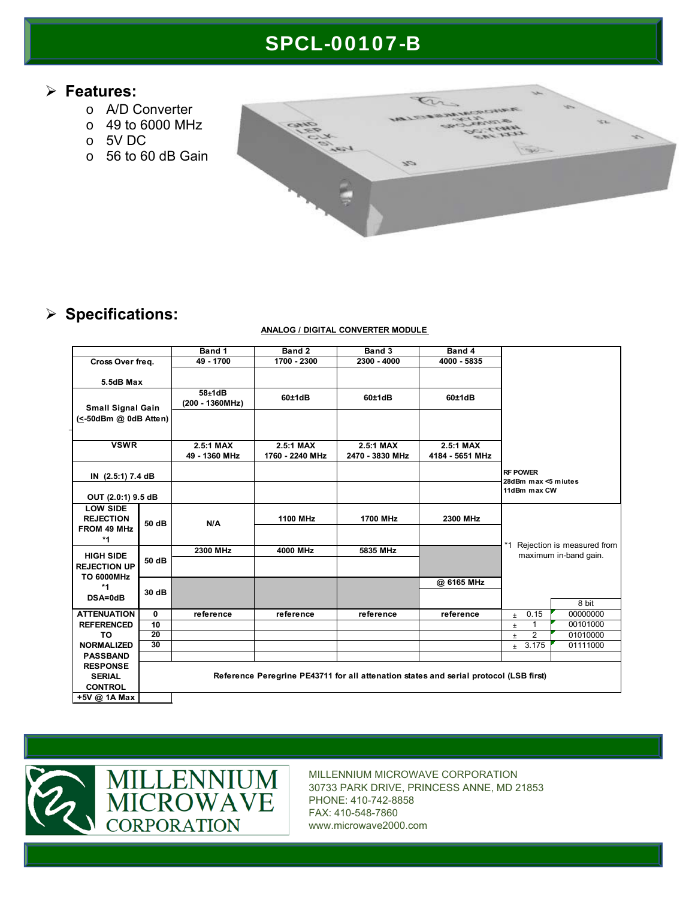# SPCL-00107-B

## Features:

- A/D Converter
- 49 to 6000 MHz
- 5V DC
- 56 to 60 dB Gain

## Specifications:

**ANALOG / DIGITAL CONVERTER MODULE**

| | | Band 1 | Band 2 | Band 3 | Band 4 | | |
|---|---|---|---|---|---|---|---|
| Cross Over freq. | | 49 - 1700 | 1700 - 2300 | 2300 - 4000 | 4000 - 5835 | | |
| 5.5dB Max | | | | | | | |
| Small Signal Gain (≤-50dBm @ 0dB Atten) | | 58±1dB (200 - 1360MHz) | 60±1dB | 60±1dB | 60±1dB | | |
| VSWR | | 2.5:1 MAX 49 - 1360 MHz | 2.5:1 MAX 1760 - 2240 MHz | 2.5:1 MAX 2470 - 3830 MHz | 2.5:1 MAX 4184 - 5651 MHz | | |
| IN (2.5:1) 7.4 dB | | | | | | RF POWER 28dBm max <5 miutes 11dBm max CW | |
| OUT (2.0:1) 9.5 dB | | | | | | | |
| LOW SIDE REJECTION FROM 49 MHz *1 | 50 dB | N/A | 1100 MHz | 1700 MHz | 2300 MHz | *1 Rejection is measured from maximum in-band gain. | |
| HIGH SIDE REJECTION UP TO 6000MHz *1 | 50 dB | 2300 MHz | 4000 MHz | 5835 MHz | | | |
| DSA=0dB | 30 dB | | | | @ 6165 MHz | | 8 bit |
| ATTENUATION REFERENCED TO NORMALIZED PASSBAND RESPONSE | 0 | reference | reference | reference | reference | ± 0.15 | 00000000 |
| | 10 | | | | | ± 1 | 00101000 |
| | 20 | | | | | ± 2 | 01010000 |
| | 30 | | | | | ± 3.175 | 01111000 |
| SERIAL CONTROL | Reference Peregrine PE43711 for all attenation states and serial protocol (LSB first) | | | | | | |
| +5V @ 1A Max | | | | | | | |

MILLENNIUM MICROWAVE CORPORATION
30733 PARK DRIVE, PRINCESS ANNE, MD 21853
PHONE: 410-742-8858
FAX: 410-548-7860
www.microwave2000.com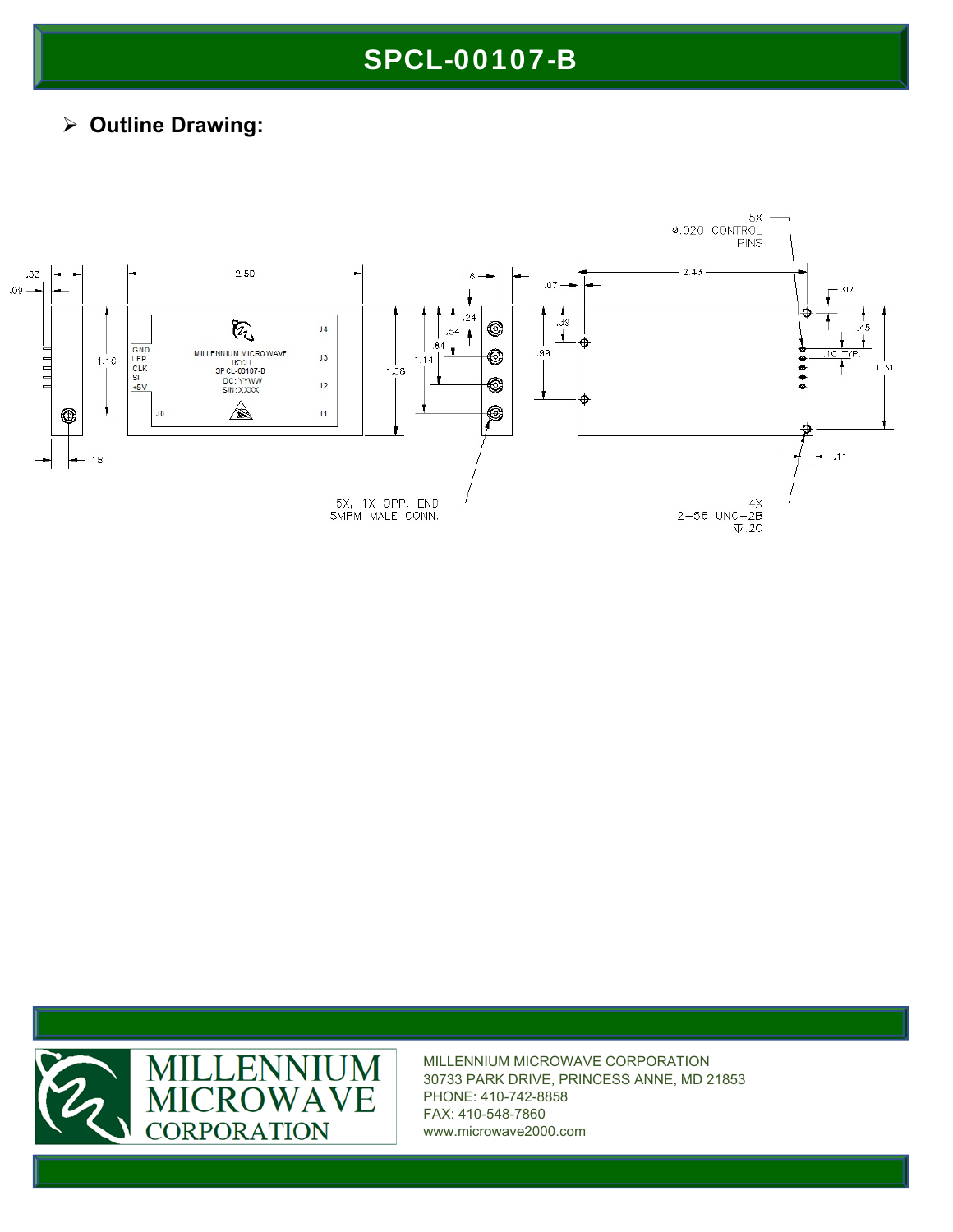## Outline Drawing:

5X
ø.020 CONTROL
PINS

.33
.09
2.50
.18
.07
2.43
.07
.24
.54
.39
.45
.84
.99
.10 TYP.
1.16
1.14
1.38
1.31

GND
LEP
CLK
SI
+5V

MILLENNIUM MICROWAVE
1KYJ1
SPCL-00107-B
DC: YYWW
S/N: XXXX

J4
J3
J2
J1
J0

.18
.11

5X, 1X OPP. END
SMPM MALE CONN.

4X
2–56 UNC–2B
⊽.20

MILLENNIUM MICROWAVE CORPORATION
30733 PARK DRIVE, PRINCESS ANNE, MD 21853
PHONE: 410-742-8858
FAX: 410-548-7860
www.microwave2000.com